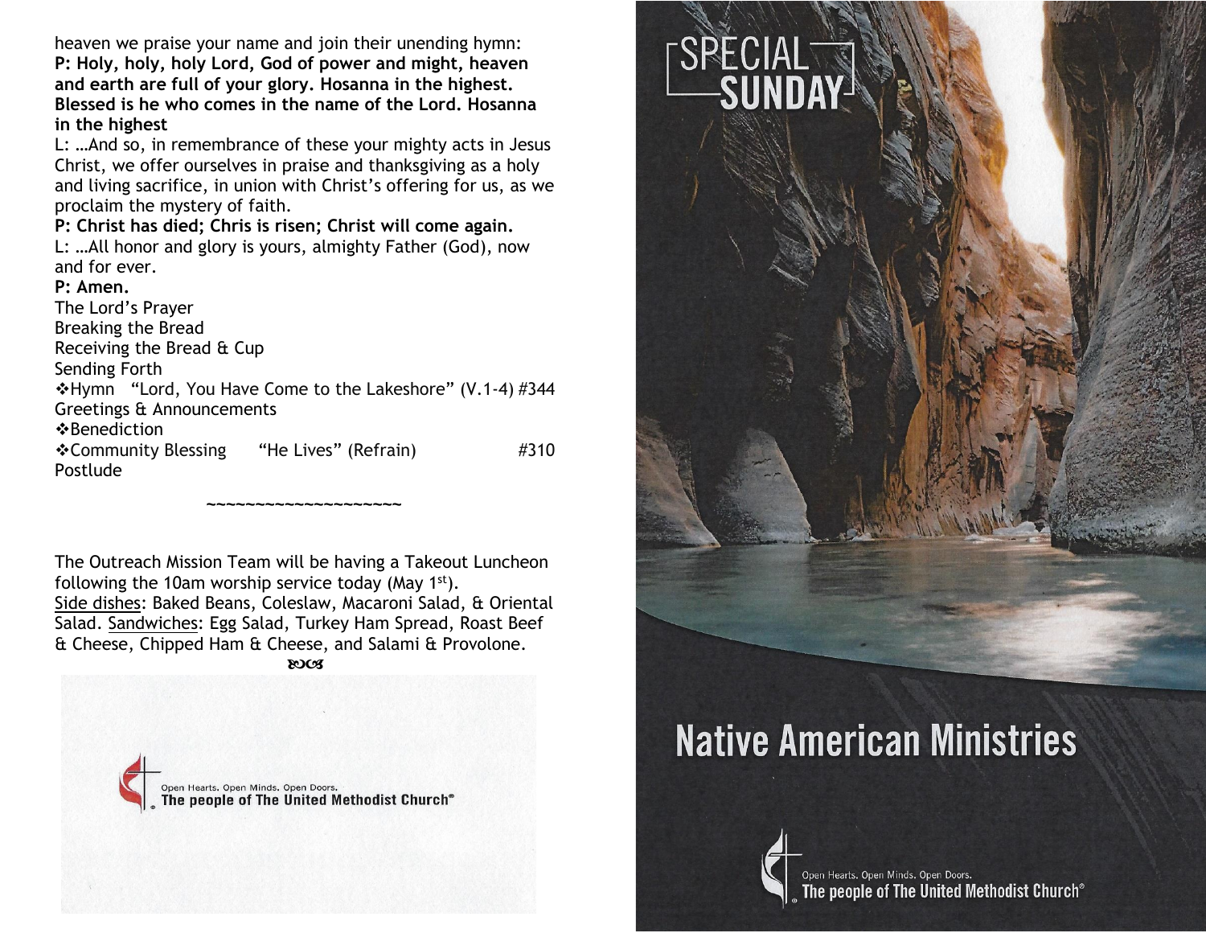heaven we praise your name and join their unending hymn:

**P: Holy, holy, holy Lord, God of power and might, heaven and earth are full of your glory. Hosanna in the highest. Blessed is he who comes in the name of the Lord. Hosanna in the highest**

L: …And so, in remembrance of these your mighty acts in Jesus Christ, we offer ourselves in praise and thanksgiving as a holy and living sacrifice, in union with Christ's offering for us, as we proclaim the mystery of faith.

**P: Christ has died; Chris is risen; Christ will come again.**

L: …All honor and glory is yours, almighty Father (God), now and for ever.

**P: Amen.**

The Lord's Prayer

Breaking the Bread

Receiving the Bread & Cup

Sending Forth

❖Hymn "Lord, You Have Come to the Lakeshore" (V.1-4) #344

Greetings & Announcements

❖Benediction

❖Community Blessing "He Lives" (Refrain) #310

Postlude

~~~~~~~~~~~~~~~~~~~~

The Outreach Mission Team will be having a Takeout Luncheon following the 10am worship service today (May 1st).

Side dishes: Baked Beans, Coleslaw, Macaroni Salad, & Oriental Salad. Sandwiches: Egg Salad, Turkey Ham Spread, Roast Beef & Cheese, Chipped Ham & Cheese, and Salami & Provolone.

Open Hearts. Open Minds. Open Doors.
**The people of The United Methodist Church®**

# SPECIAL SUNDAY

# Native American Ministries

Open Hearts. Open Minds. Open Doors.
**The people of The United Methodist Church®**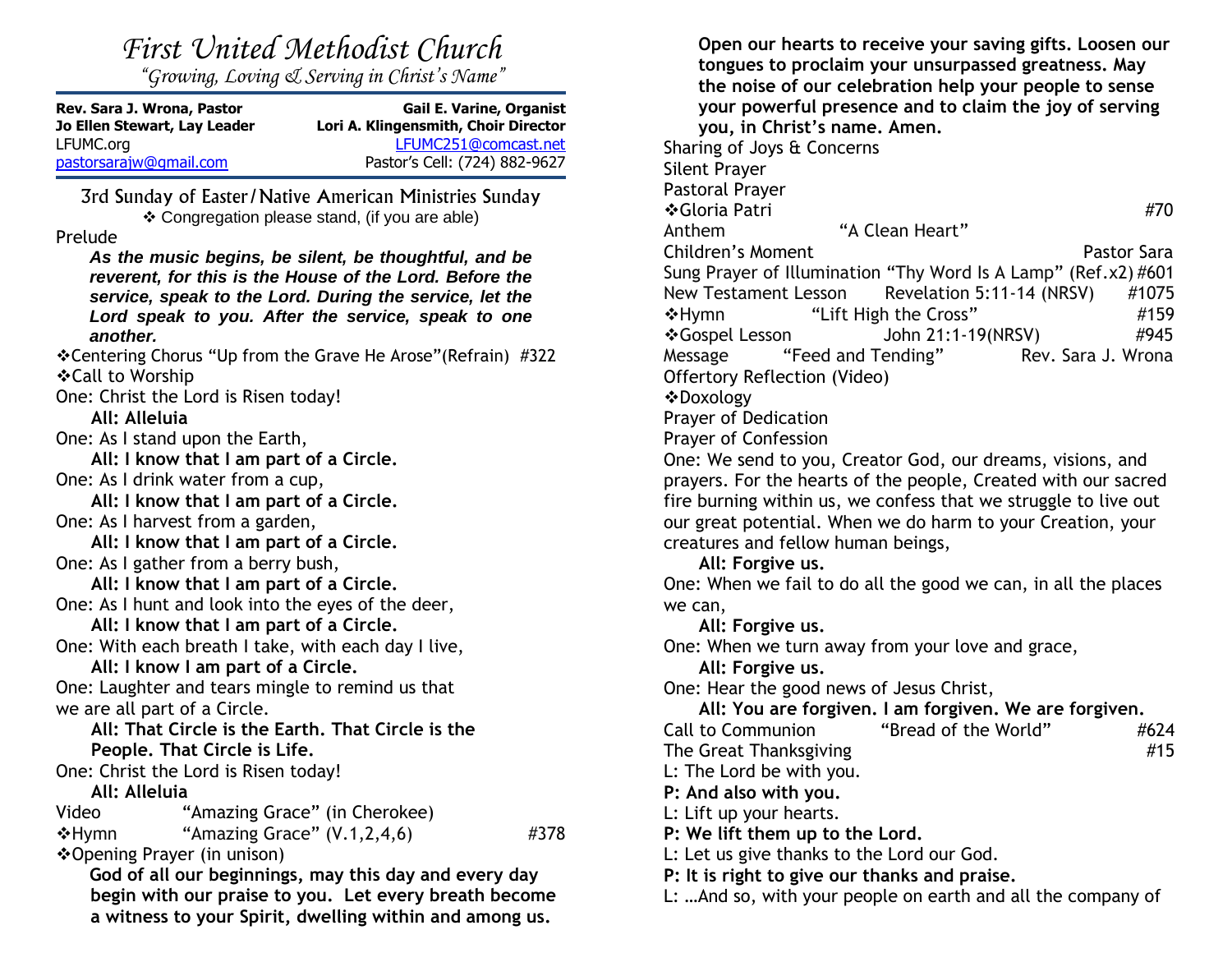# *First United Methodist Church*

*"Growing, Loving & Serving in Christ's Name"*

| **Rev. Sara J. Wrona, Pastor** | **Gail E. Varine, Organist** |
|---|---|
| **Jo Ellen Stewart, Lay Leader** | **Lori A. Klingensmith, Choir Director** |
| LFUMC.org | LFUMC251@comcast.net |
| pastorsarajw@gmail.com | Pastor's Cell: (724) 882-9627 |

## 3rd Sunday of Easter/Native American Ministries Sunday

❖ Congregation please stand, (if you are able)

Prelude

***As the music begins, be silent, be thoughtful, and be reverent, for this is the House of the Lord. Before the service, speak to the Lord. During the service, let the Lord speak to you. After the service, speak to one another.***

❖Centering Chorus "Up from the Grave He Arose"(Refrain) #322

❖Call to Worship

One: Christ the Lord is Risen today!

**All: Alleluia**

One: As I stand upon the Earth,

**All: I know that I am part of a Circle.**

One: As I drink water from a cup,

**All: I know that I am part of a Circle.**

One: As I harvest from a garden,

**All: I know that I am part of a Circle.**

One: As I gather from a berry bush,

**All: I know that I am part of a Circle.**

One: As I hunt and look into the eyes of the deer,

**All: I know that I am part of a Circle.**

One: With each breath I take, with each day I live,

**All: I know I am part of a Circle.**

One: Laughter and tears mingle to remind us that we are all part of a Circle.

**All: That Circle is the Earth. That Circle is the People. That Circle is Life.**

One: Christ the Lord is Risen today!

**All: Alleluia**

Video "Amazing Grace" (in Cherokee)

❖Hymn "Amazing Grace" (V.1,2,4,6) #378

❖Opening Prayer (in unison)

**God of all our beginnings, may this day and every day begin with our praise to you. Let every breath become a witness to your Spirit, dwelling within and among us. Open our hearts to receive your saving gifts. Loosen our tongues to proclaim your unsurpassed greatness. May the noise of our celebration help your people to sense your powerful presence and to claim the joy of serving you, in Christ's name. Amen.**

Sharing of Joys & Concerns

Silent Prayer

Pastoral Prayer

❖Gloria Patri #70

Anthem "A Clean Heart"

Children's Moment Pastor Sara

Sung Prayer of Illumination "Thy Word Is A Lamp" (Ref.x2) #601

New Testament Lesson Revelation 5:11-14 (NRSV) #1075

❖Hymn "Lift High the Cross" #159

❖Gospel Lesson John 21:1-19(NRSV) #945

Message "Feed and Tending" Rev. Sara J. Wrona

Offertory Reflection (Video)

❖Doxology

Prayer of Dedication

Prayer of Confession

One: We send to you, Creator God, our dreams, visions, and prayers. For the hearts of the people, Created with our sacred fire burning within us, we confess that we struggle to live out our great potential. When we do harm to your Creation, your creatures and fellow human beings,

**All: Forgive us.**

One: When we fail to do all the good we can, in all the places we can,

**All: Forgive us.**

One: When we turn away from your love and grace,

**All: Forgive us.**

One: Hear the good news of Jesus Christ,

**All: You are forgiven. I am forgiven. We are forgiven.**

Call to Communion "Bread of the World" #624

The Great Thanksgiving #15

L: The Lord be with you.

**P: And also with you.**

L: Lift up your hearts.

**P: We lift them up to the Lord.**

L: Let us give thanks to the Lord our God.

**P: It is right to give our thanks and praise.**

L: …And so, with your people on earth and all the company of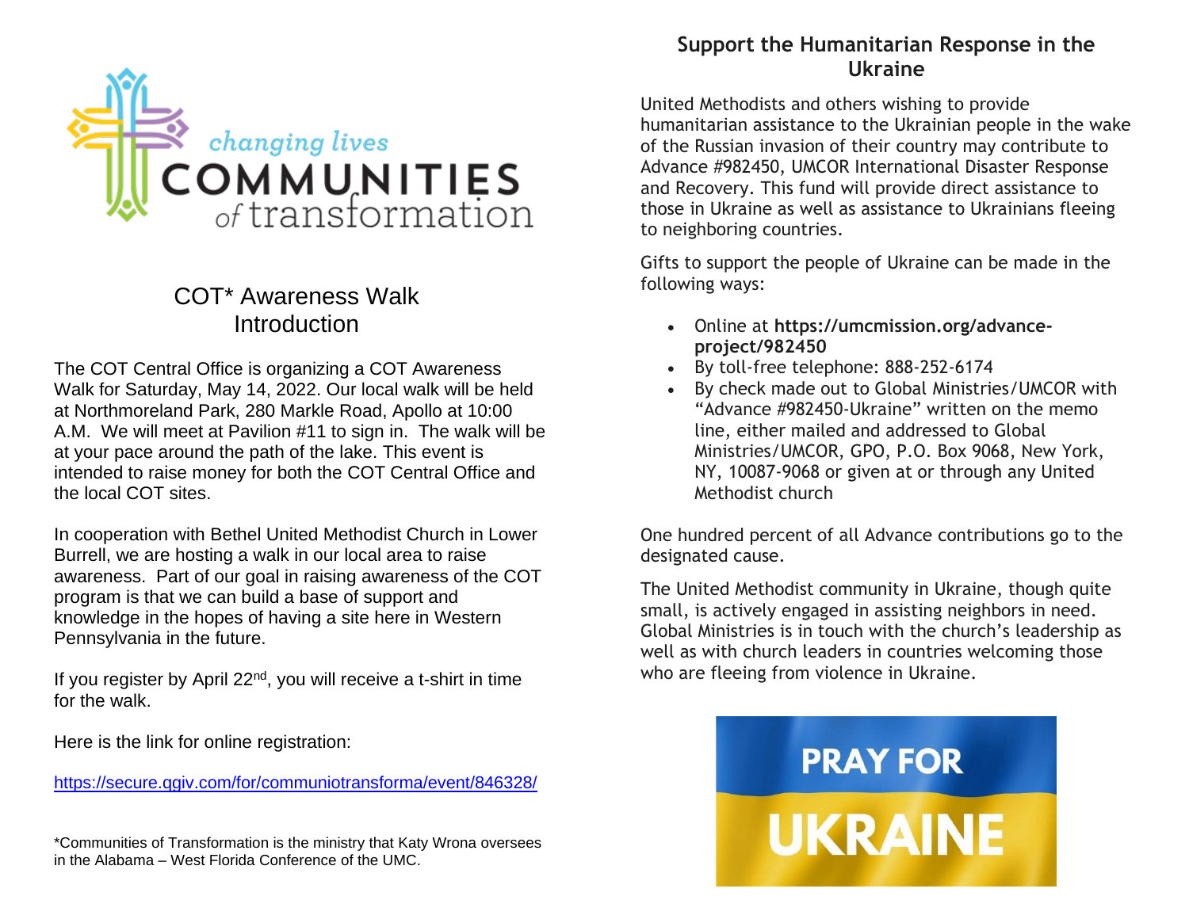changing lives
COMMUNITIES
of transformation

## COT* Awareness Walk Introduction

The COT Central Office is organizing a COT Awareness Walk for Saturday, May 14, 2022. Our local walk will be held at Northmoreland Park, 280 Markle Road, Apollo at 10:00 A.M. We will meet at Pavilion #11 to sign in. The walk will be at your pace around the path of the lake. This event is intended to raise money for both the COT Central Office and the local COT sites.

In cooperation with Bethel United Methodist Church in Lower Burrell, we are hosting a walk in our local area to raise awareness. Part of our goal in raising awareness of the COT program is that we can build a base of support and knowledge in the hopes of having a site here in Western Pennsylvania in the future.

If you register by April 22nd, you will receive a t-shirt in time for the walk.

Here is the link for online registration:

https://secure.qgiv.com/for/communiotransforma/event/846328/

*Communities of Transformation is the ministry that Katy Wrona oversees in the Alabama – West Florida Conference of the UMC.

## Support the Humanitarian Response in the Ukraine

United Methodists and others wishing to provide humanitarian assistance to the Ukrainian people in the wake of the Russian invasion of their country may contribute to Advance #982450, UMCOR International Disaster Response and Recovery. This fund will provide direct assistance to those in Ukraine as well as assistance to Ukrainians fleeing to neighboring countries.

Gifts to support the people of Ukraine can be made in the following ways:

- Online at **https://umcmission.org/advance-project/982450**
- By toll-free telephone: 888-252-6174
- By check made out to Global Ministries/UMCOR with "Advance #982450-Ukraine" written on the memo line, either mailed and addressed to Global Ministries/UMCOR, GPO, P.O. Box 9068, New York, NY, 10087-9068 or given at or through any United Methodist church

One hundred percent of all Advance contributions go to the designated cause.

The United Methodist community in Ukraine, though quite small, is actively engaged in assisting neighbors in need. Global Ministries is in touch with the church's leadership as well as with church leaders in countries welcoming those who are fleeing from violence in Ukraine.

PRAY FOR
UKRAINE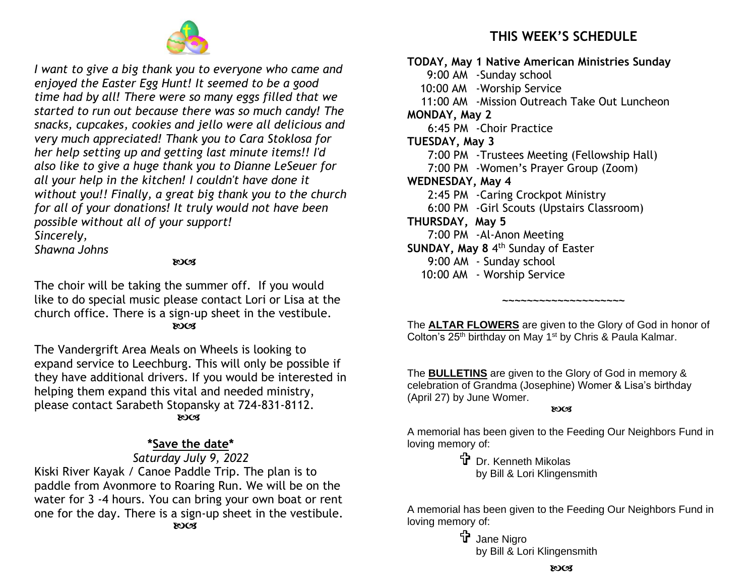*I want to give a big thank you to everyone who came and enjoyed the Easter Egg Hunt! It seemed to be a good time had by all! There were so many eggs filled that we started to run out because there was so much candy! The snacks, cupcakes, cookies and jello were all delicious and very much appreciated! Thank you to Cara Stoklosa for her help setting up and getting last minute items!! I'd also like to give a huge thank you to Dianne LeSeuer for all your help in the kitchen! I couldn't have done it without you!! Finally, a great big thank you to the church for all of your donations! It truly would not have been possible without all of your support!*
*Sincerely,*
*Shawna Johns*

ꕤ

The choir will be taking the summer off. If you would like to do special music please contact Lori or Lisa at the church office. There is a sign-up sheet in the vestibule.

ꕤ

The Vandergrift Area Meals on Wheels is looking to expand service to Leechburg. This will only be possible if they have additional drivers. If you would be interested in helping them expand this vital and needed ministry, please contact Sarabeth Stopansky at 724-831-8112.

ꕤ

**\*Save the date\***

*Saturday July 9, 2022*

Kiski River Kayak / Canoe Paddle Trip. The plan is to paddle from Avonmore to Roaring Run. We will be on the water for 3 -4 hours. You can bring your own boat or rent one for the day. There is a sign-up sheet in the vestibule.

ꕤ

## THIS WEEK'S SCHEDULE

**TODAY, May 1 Native American Ministries Sunday**
- 9:00 AM -Sunday school
- 10:00 AM -Worship Service
- 11:00 AM -Mission Outreach Take Out Luncheon

**MONDAY, May 2**
- 6:45 PM -Choir Practice

**TUESDAY, May 3**
- 7:00 PM -Trustees Meeting (Fellowship Hall)
- 7:00 PM -Women's Prayer Group (Zoom)

**WEDNESDAY, May 4**
- 2:45 PM -Caring Crockpot Ministry
- 6:00 PM -Girl Scouts (Upstairs Classroom)

**THURSDAY, May 5**
- 7:00 PM -Al-Anon Meeting

**SUNDAY, May 8** 4th Sunday of Easter
- 9:00 AM - Sunday school
- 10:00 AM - Worship Service

~~~~~~~~~~~~~~~~~~~~

The **ALTAR FLOWERS** are given to the Glory of God in honor of Colton's 25th birthday on May 1st by Chris & Paula Kalmar.

The **BULLETINS** are given to the Glory of God in memory & celebration of Grandma (Josephine) Womer & Lisa's birthday (April 27) by June Womer.

ꕤ

A memorial has been given to the Feeding Our Neighbors Fund in loving memory of:

✞ Dr. Kenneth Mikolas
by Bill & Lori Klingensmith

A memorial has been given to the Feeding Our Neighbors Fund in loving memory of:

✞ Jane Nigro
by Bill & Lori Klingensmith

ꕤ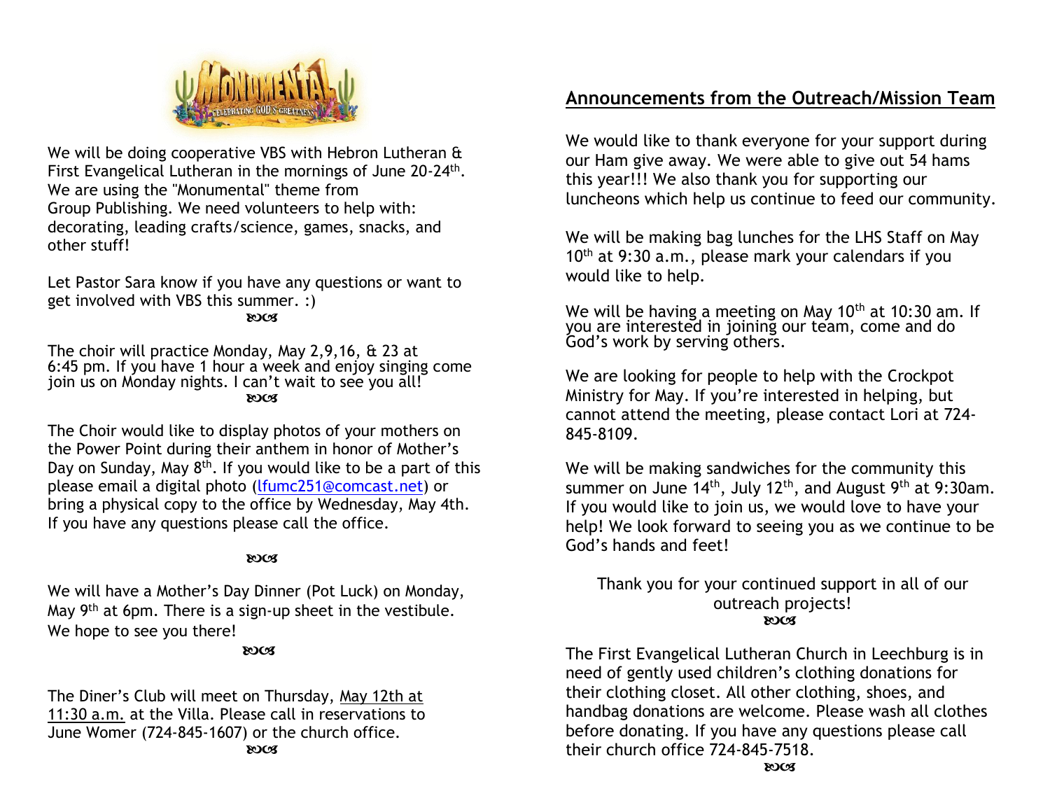We will be doing cooperative VBS with Hebron Lutheran & First Evangelical Lutheran in the mornings of June 20-24th. We are using the "Monumental" theme from Group Publishing. We need volunteers to help with: decorating, leading crafts/science, games, snacks, and other stuff!

Let Pastor Sara know if you have any questions or want to get involved with VBS this summer. :)

ᘓᘐ

The choir will practice Monday, May 2,9,16, & 23 at 6:45 pm. If you have 1 hour a week and enjoy singing come join us on Monday nights. I can't wait to see you all!

ᘓᘐ

The Choir would like to display photos of your mothers on the Power Point during their anthem in honor of Mother's Day on Sunday, May 8th. If you would like to be a part of this please email a digital photo (lfumc251@comcast.net) or bring a physical copy to the office by Wednesday, May 4th. If you have any questions please call the office.

ᘓᘐ

We will have a Mother's Day Dinner (Pot Luck) on Monday, May 9th at 6pm. There is a sign-up sheet in the vestibule. We hope to see you there!

ᘓᘐ

The Diner's Club will meet on Thursday, May 12th at 11:30 a.m. at the Villa. Please call in reservations to June Womer (724-845-1607) or the church office.

ᘓᘐ

## Announcements from the Outreach/Mission Team

We would like to thank everyone for your support during our Ham give away. We were able to give out 54 hams this year!!! We also thank you for supporting our luncheons which help us continue to feed our community.

We will be making bag lunches for the LHS Staff on May 10th at 9:30 a.m., please mark your calendars if you would like to help.

We will be having a meeting on May 10th at 10:30 am. If you are interested in joining our team, come and do God's work by serving others.

We are looking for people to help with the Crockpot Ministry for May. If you're interested in helping, but cannot attend the meeting, please contact Lori at 724-845-8109.

We will be making sandwiches for the community this summer on June 14th, July 12th, and August 9th at 9:30am. If you would like to join us, we would love to have your help! We look forward to seeing you as we continue to be God's hands and feet!

Thank you for your continued support in all of our outreach projects!

ᘓᘐ

The First Evangelical Lutheran Church in Leechburg is in need of gently used children's clothing donations for their clothing closet. All other clothing, shoes, and handbag donations are welcome. Please wash all clothes before donating. If you have any questions please call their church office 724-845-7518.

ᘓᘐ